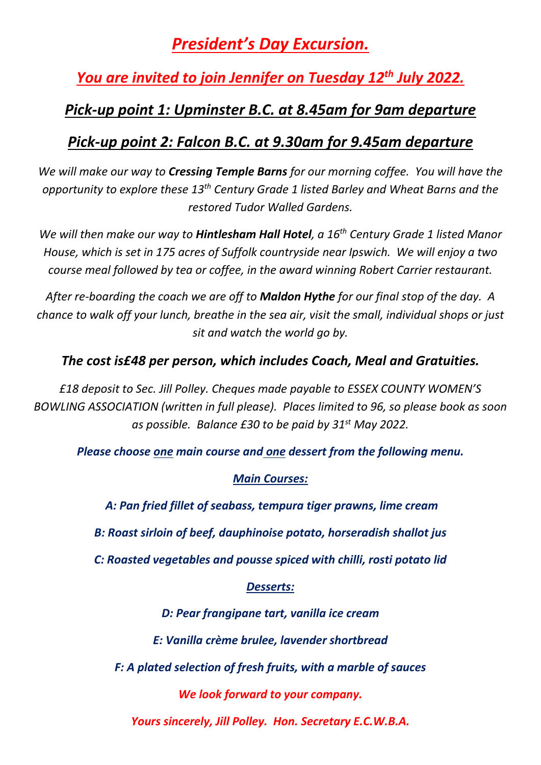# *President's Day Excursion.*

## *You are invited to join Jennifer on Tuesday 12th July 2022.*

## *Pick-up point 1: Upminster B.C. at 8.45am for 9am departure*

## *Pick-up point 2: Falcon B.C. at 9.30am for 9.45am departure*

*We will make our way to **Cressing Temple Barns** for our morning coffee. You will have the opportunity to explore these 13th Century Grade 1 listed Barley and Wheat Barns and the restored Tudor Walled Gardens.*

*We will then make our way to **Hintlesham Hall Hotel**, a 16th Century Grade 1 listed Manor House, which is set in 175 acres of Suffolk countryside near Ipswich. We will enjoy a two course meal followed by tea or coffee, in the award winning Robert Carrier restaurant.*

*After re-boarding the coach we are off to **Maldon Hythe** for our final stop of the day. A chance to walk off your lunch, breathe in the sea air, visit the small, individual shops or just sit and watch the world go by.*

***The cost is£48 per person, which includes Coach, Meal and Gratuities.***

*£18 deposit to Sec. Jill Polley. Cheques made payable to ESSEX COUNTY WOMEN'S BOWLING ASSOCIATION (written in full please). Places limited to 96, so please book as soon as possible. Balance £30 to be paid by 31st May 2022.*

***Please choose one main course and one dessert from the following menu.***

***Main Courses:***

***A: Pan fried fillet of seabass, tempura tiger prawns, lime cream***

***B: Roast sirloin of beef, dauphinoise potato, horseradish shallot jus***

***C: Roasted vegetables and pousse spiced with chilli, rosti potato lid***

***Desserts:***

***D: Pear frangipane tart, vanilla ice cream***

***E: Vanilla crème brulee, lavender shortbread***

***F: A plated selection of fresh fruits, with a marble of sauces***

***We look forward to your company.***

***Yours sincerely, Jill Polley. Hon. Secretary E.C.W.B.A.***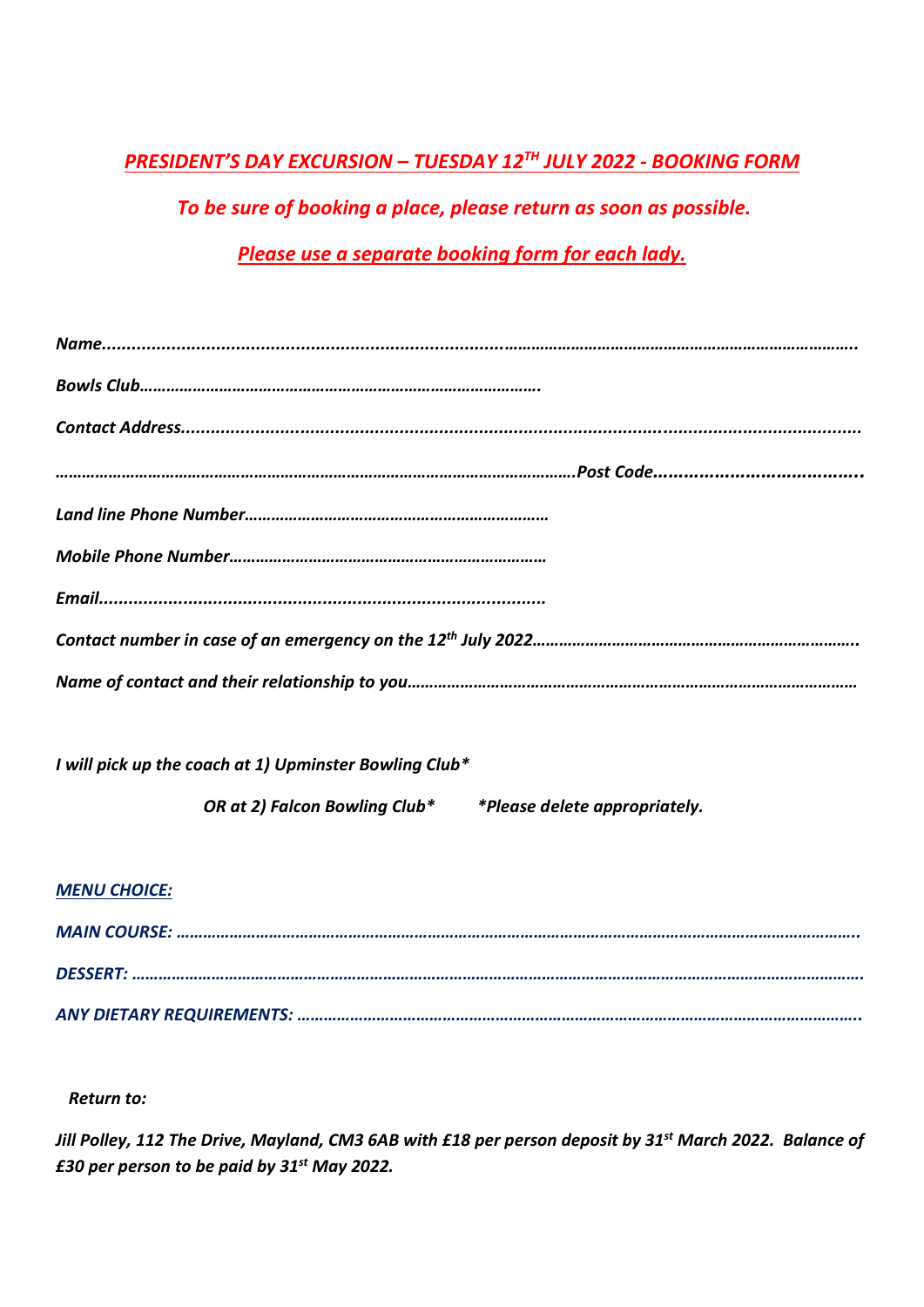## *PRESIDENT'S DAY EXCURSION – TUESDAY 12TH JULY 2022 - BOOKING FORM*

***To be sure of booking a place, please return as soon as possible.***

***Please use a separate booking form for each lady.***

***Name**..............................................................................................................................................*

***Bowls Club**……………………………………………………………………………….*

***Contact Address**...................................................................................................................................*

*……………………………………………………………………………………………………….**Post Code**…………………………………..*

***Land line Phone Number**……………………………………………………………*

***Mobile Phone Number**………………………………………………………………*

***Email**.......................................................................................*

***Contact number in case of an emergency on the 12th July 2022**………………………………………………………………..*

***Name of contact and their relationship to you**…………………………………………………………………………………………*

***I will pick up the coach at 1) Upminster Bowling Club\****

***OR at 2) Falcon Bowling Club\*** &nbsp;&nbsp;&nbsp;&nbsp; **\*Please delete appropriately.***

***MENU CHOICE:***

***MAIN COURSE:** ……………………………………………………………………………………………………………………………………..*

***DESSERT:** ………………………………………………………………………………………………………………………………………………..*

***ANY DIETARY REQUIREMENTS:** ……………………………………………………………………………………………………………..*

***Return to:***

***Jill Polley, 112 The Drive, Mayland, CM3 6AB with £18 per person deposit by 31st March 2022. Balance of £30 per person to be paid by 31st May 2022.***